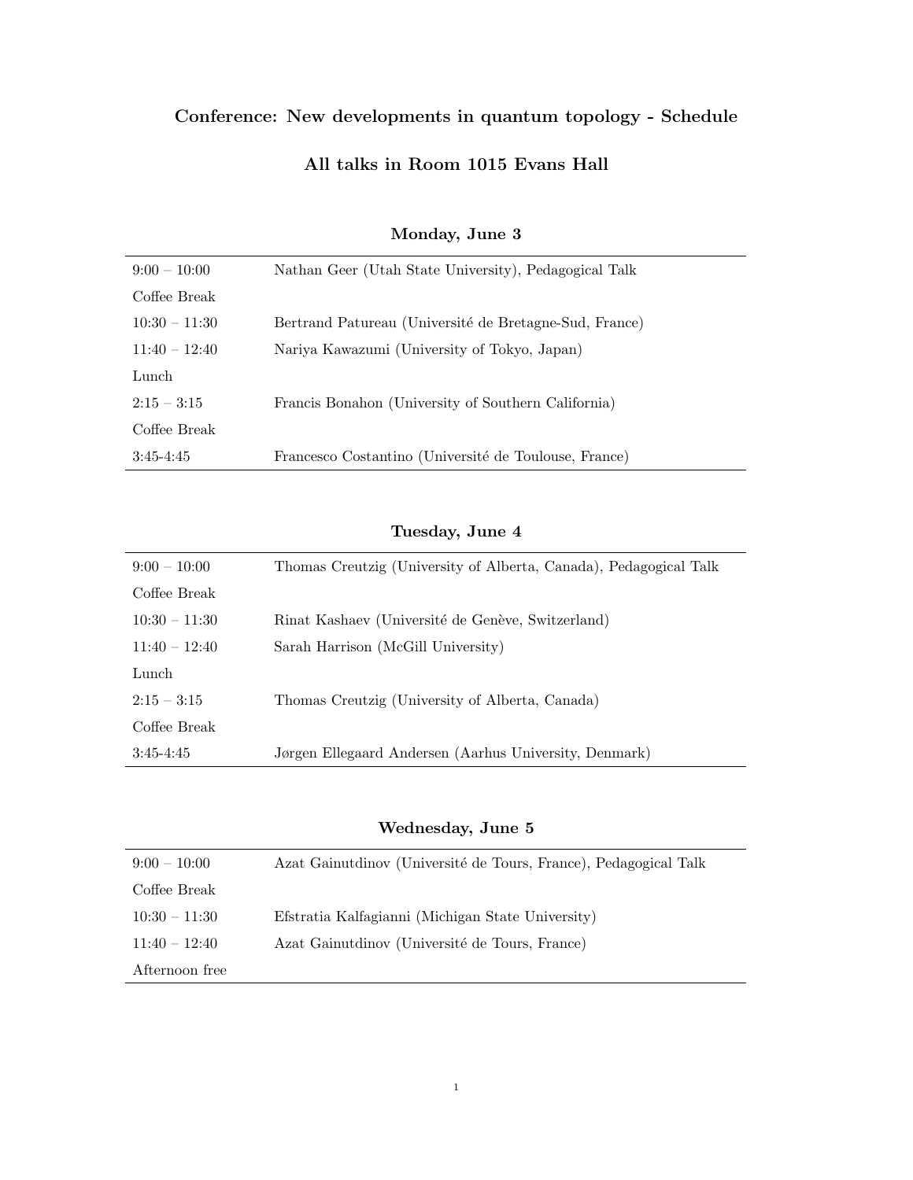## Conference: New developments in quantum topology - Schedule

## All talks in Room 1015 Evans Hall

### Monday, June 3

| | |
|---|---|
| 9:00 – 10:00 | Nathan Geer (Utah State University), Pedagogical Talk |
| Coffee Break | |
| 10:30 – 11:30 | Bertrand Patureau (Université de Bretagne-Sud, France) |
| 11:40 – 12:40 | Nariya Kawazumi (University of Tokyo, Japan) |
| Lunch | |
| 2:15 – 3:15 | Francis Bonahon (University of Southern California) |
| Coffee Break | |
| 3:45-4:45 | Francesco Costantino (Université de Toulouse, France) |

### Tuesday, June 4

| | |
|---|---|
| 9:00 – 10:00 | Thomas Creutzig (University of Alberta, Canada), Pedagogical Talk |
| Coffee Break | |
| 10:30 – 11:30 | Rinat Kashaev (Université de Genève, Switzerland) |
| 11:40 – 12:40 | Sarah Harrison (McGill University) |
| Lunch | |
| 2:15 – 3:15 | Thomas Creutzig (University of Alberta, Canada) |
| Coffee Break | |
| 3:45-4:45 | Jørgen Ellegaard Andersen (Aarhus University, Denmark) |

### Wednesday, June 5

| | |
|---|---|
| 9:00 – 10:00 | Azat Gainutdinov (Université de Tours, France), Pedagogical Talk |
| Coffee Break | |
| 10:30 – 11:30 | Efstratia Kalfagianni (Michigan State University) |
| 11:40 – 12:40 | Azat Gainutdinov (Université de Tours, France) |
| Afternoon free | |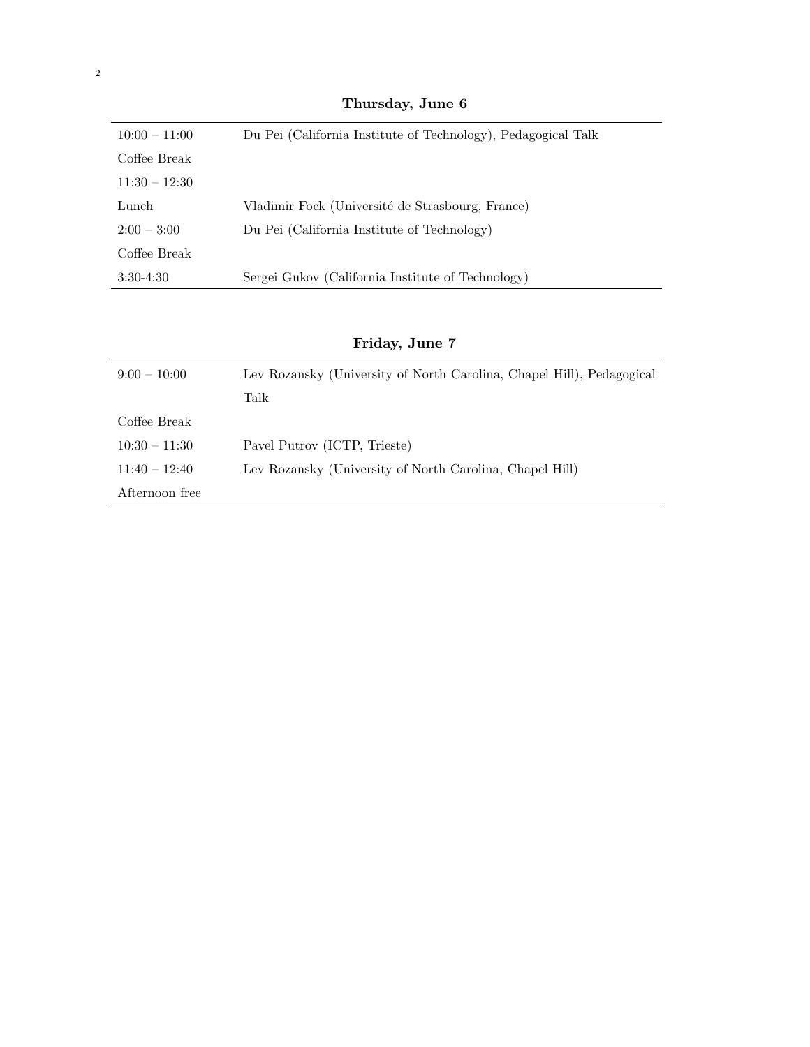**Thursday, June 6**

| | |
|---|---|
| 10:00 – 11:00 | Du Pei (California Institute of Technology), Pedagogical Talk |
| Coffee Break | |
| 11:30 – 12:30 | |
| Lunch | Vladimir Fock (Université de Strasbourg, France) |
| 2:00 – 3:00 | Du Pei (California Institute of Technology) |
| Coffee Break | |
| 3:30-4:30 | Sergei Gukov (California Institute of Technology) |

**Friday, June 7**

| | |
|---|---|
| 9:00 – 10:00 | Lev Rozansky (University of North Carolina, Chapel Hill), Pedagogical Talk |
| Coffee Break | |
| 10:30 – 11:30 | Pavel Putrov (ICTP, Trieste) |
| 11:40 – 12:40 | Lev Rozansky (University of North Carolina, Chapel Hill) |
| Afternoon free | |